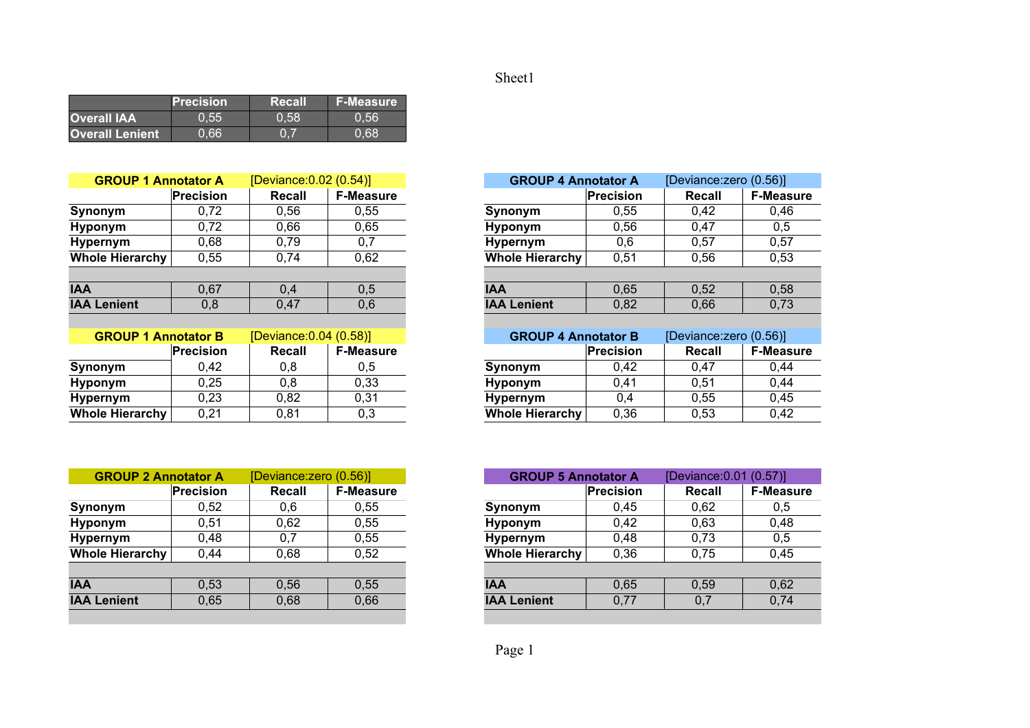|  | Precision | Recall | F-Measure |
|---|---|---|---|
| **Overall IAA** | 0,55 | 0,58 | 0,56 |
| **Overall Lenient** | 0,66 | 0,7 | 0,68 |

| **GROUP 1 Annotator A** | [Deviance:0.02 (0.54)] | | |
|---|---|---|---|
|  | **Precision** | **Recall** | **F-Measure** |
| **Synonym** | 0,72 | 0,56 | 0,55 |
| **Hyponym** | 0,72 | 0,66 | 0,65 |
| **Hypernym** | 0,68 | 0,79 | 0,7 |
| **Whole Hierarchy** | 0,55 | 0,74 | 0,62 |
|  |  |  |  |
| **IAA** | 0,67 | 0,4 | 0,5 |
| **IAA Lenient** | 0,8 | 0,47 | 0,6 |

| **GROUP 1 Annotator B** | [Deviance:0.04 (0.58)] | | |
|---|---|---|---|
|  | **Precision** | **Recall** | **F-Measure** |
| **Synonym** | 0,42 | 0,8 | 0,5 |
| **Hyponym** | 0,25 | 0,8 | 0,33 |
| **Hypernym** | 0,23 | 0,82 | 0,31 |
| **Whole Hierarchy** | 0,21 | 0,81 | 0,3 |

| **GROUP 2 Annotator A** | [Deviance:zero (0.56)] | | |
|---|---|---|---|
|  | **Precision** | **Recall** | **F-Measure** |
| **Synonym** | 0,52 | 0,6 | 0,55 |
| **Hyponym** | 0,51 | 0,62 | 0,55 |
| **Hypernym** | 0,48 | 0,7 | 0,55 |
| **Whole Hierarchy** | 0,44 | 0,68 | 0,52 |
|  |  |  |  |
| **IAA** | 0,53 | 0,56 | 0,55 |
| **IAA Lenient** | 0,65 | 0,68 | 0,66 |

| **GROUP 4 Annotator A** | [Deviance:zero (0.56)] | | |
|---|---|---|---|
|  | **Precision** | **Recall** | **F-Measure** |
| **Synonym** | 0,55 | 0,42 | 0,46 |
| **Hyponym** | 0,56 | 0,47 | 0,5 |
| **Hypernym** | 0,6 | 0,57 | 0,57 |
| **Whole Hierarchy** | 0,51 | 0,56 | 0,53 |
|  |  |  |  |
| **IAA** | 0,65 | 0,52 | 0,58 |
| **IAA Lenient** | 0,82 | 0,66 | 0,73 |

| **GROUP 4 Annotator B** | [Deviance:zero (0.56)] | | |
|---|---|---|---|
|  | **Precision** | **Recall** | **F-Measure** |
| **Synonym** | 0,42 | 0,47 | 0,44 |
| **Hyponym** | 0,41 | 0,51 | 0,44 |
| **Hypernym** | 0,4 | 0,55 | 0,45 |
| **Whole Hierarchy** | 0,36 | 0,53 | 0,42 |

| **GROUP 5 Annotator A** | [Deviance:0.01 (0.57)] | | |
|---|---|---|---|
|  | **Precision** | **Recall** | **F-Measure** |
| **Synonym** | 0,45 | 0,62 | 0,5 |
| **Hyponym** | 0,42 | 0,63 | 0,48 |
| **Hypernym** | 0,48 | 0,73 | 0,5 |
| **Whole Hierarchy** | 0,36 | 0,75 | 0,45 |
|  |  |  |  |
| **IAA** | 0,65 | 0,59 | 0,62 |
| **IAA Lenient** | 0,77 | 0,7 | 0,74 |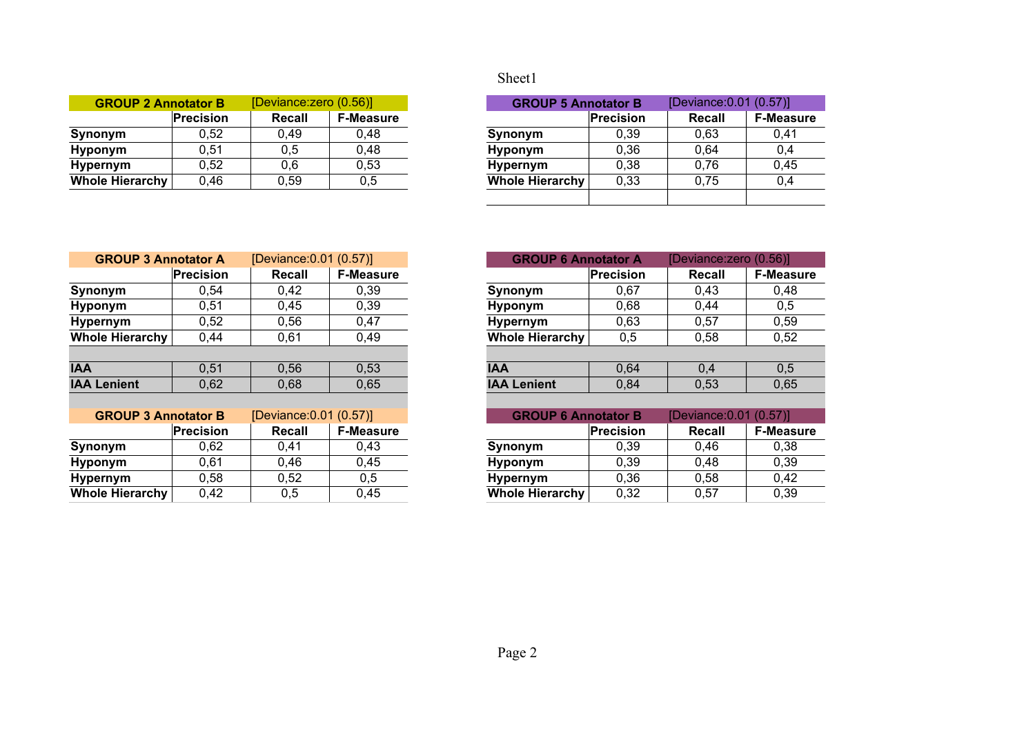Sheet1

| GROUP 2 Annotator B | [Deviance:zero (0.56)] | | |
|---|---|---|---|
| | Precision | Recall | F-Measure |
| Synonym | 0,52 | 0,49 | 0,48 |
| Hyponym | 0,51 | 0,5 | 0,48 |
| Hypernym | 0,52 | 0,6 | 0,53 |
| Whole Hierarchy | 0,46 | 0,59 | 0,5 |

| GROUP 5 Annotator B | [Deviance:0.01 (0.57)] | | |
|---|---|---|---|
| | Precision | Recall | F-Measure |
| Synonym | 0,39 | 0,63 | 0,41 |
| Hyponym | 0,36 | 0,64 | 0,4 |
| Hypernym | 0,38 | 0,76 | 0,45 |
| Whole Hierarchy | 0,33 | 0,75 | 0,4 |
| | | | |

| GROUP 3 Annotator A | [Deviance:0.01 (0.57)] | | |
|---|---|---|---|
| | Precision | Recall | F-Measure |
| Synonym | 0,54 | 0,42 | 0,39 |
| Hyponym | 0,51 | 0,45 | 0,39 |
| Hypernym | 0,52 | 0,56 | 0,47 |
| Whole Hierarchy | 0,44 | 0,61 | 0,49 |
| | | | |
| IAA | 0,51 | 0,56 | 0,53 |
| IAA Lenient | 0,62 | 0,68 | 0,65 |

| GROUP 3 Annotator B | [Deviance:0.01 (0.57)] | | |
|---|---|---|---|
| | Precision | Recall | F-Measure |
| Synonym | 0,62 | 0,41 | 0,43 |
| Hyponym | 0,61 | 0,46 | 0,45 |
| Hypernym | 0,58 | 0,52 | 0,5 |
| Whole Hierarchy | 0,42 | 0,5 | 0,45 |

| GROUP 6 Annotator A | [Deviance:zero (0.56)] | | |
|---|---|---|---|
| | Precision | Recall | F-Measure |
| Synonym | 0,67 | 0,43 | 0,48 |
| Hyponym | 0,68 | 0,44 | 0,5 |
| Hypernym | 0,63 | 0,57 | 0,59 |
| Whole Hierarchy | 0,5 | 0,58 | 0,52 |
| | | | |
| IAA | 0,64 | 0,4 | 0,5 |
| IAA Lenient | 0,84 | 0,53 | 0,65 |

| GROUP 6 Annotator B | [Deviance:0.01 (0.57)] | | |
|---|---|---|---|
| | Precision | Recall | F-Measure |
| Synonym | 0,39 | 0,46 | 0,38 |
| Hyponym | 0,39 | 0,48 | 0,39 |
| Hypernym | 0,36 | 0,58 | 0,42 |
| Whole Hierarchy | 0,32 | 0,57 | 0,39 |